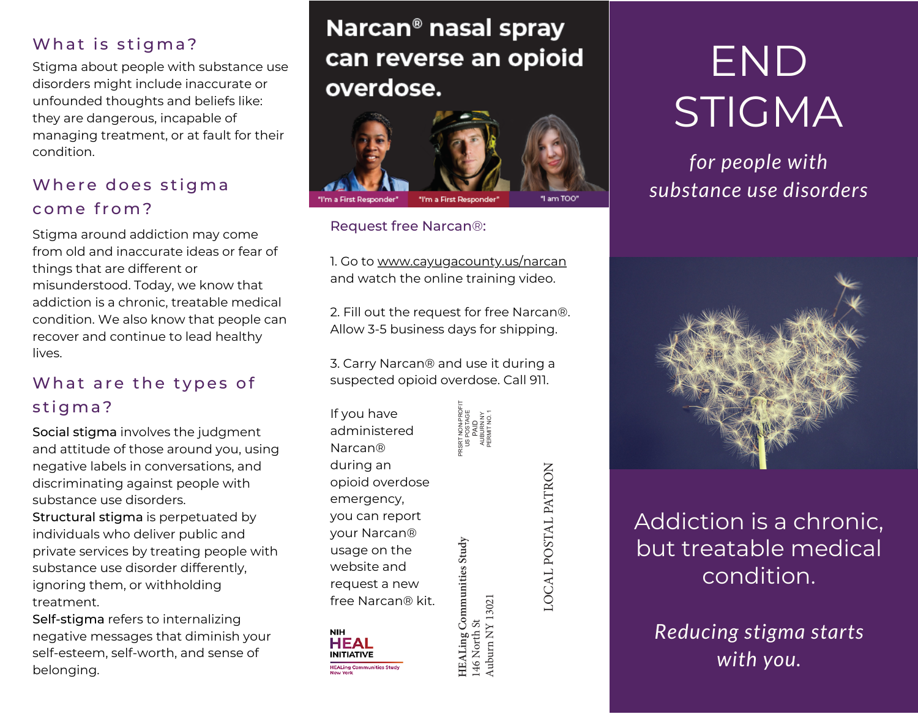## What is stigma?

Stigma about people with substance use disorders might include inaccurate or unfounded thoughts and beliefs like: they are dangerous, incapable of managing treatment, or at fault for their condition.

## Where does stigma come from?

Stigma around addiction may come from old and inaccurate ideas or fear of things that are different or misunderstood. Today, we know that addiction is a chronic, treatable medical condition. We also know that people can recover and continue to lead healthy lives.

## What are the types of stigma?

**Social stigma** involves the judgment and attitude of those around you, using negative labels in conversations, and discriminating against people with substance use disorders.

**Structural stigma** is perpetuated by individuals who deliver public and private services by treating people with substance use disorder differently, ignoring them, or withholding treatment.

**Self-stigma** refers to internalizing negative messages that diminish your self-esteem, self-worth, and sense of belonging.

## Narcan® nasal spray can reverse an opioid overdose.

"I'm a First Responder" "I'm a First Responder" "I am TOO"

### Request free Narcan®:

1. Go to www.cayugacounty.us/narcan and watch the online training video.

2. Fill out the request for free Narcan®. Allow 3-5 business days for shipping.

3. Carry Narcan® and use it during a suspected opioid overdose. Call 911.

If you have administered Narcan® during an opioid overdose emergency, you can report your Narcan® usage on the website and request a new free Narcan® kit.

NIH HEAL INITIATIVE
HEALing Communities Study New York

PRSRT NON-PROFIT
US POSTAGE
PAID
AUBURN NY
PERMIT NO. 1

HEALing Communities Study
146 North St
Auburn NY 13021

LOCAL POSTAL PATRON

# END STIGMA

*for people with substance use disorders*

Addiction is a chronic, but treatable medical condition.

*Reducing stigma starts with you.*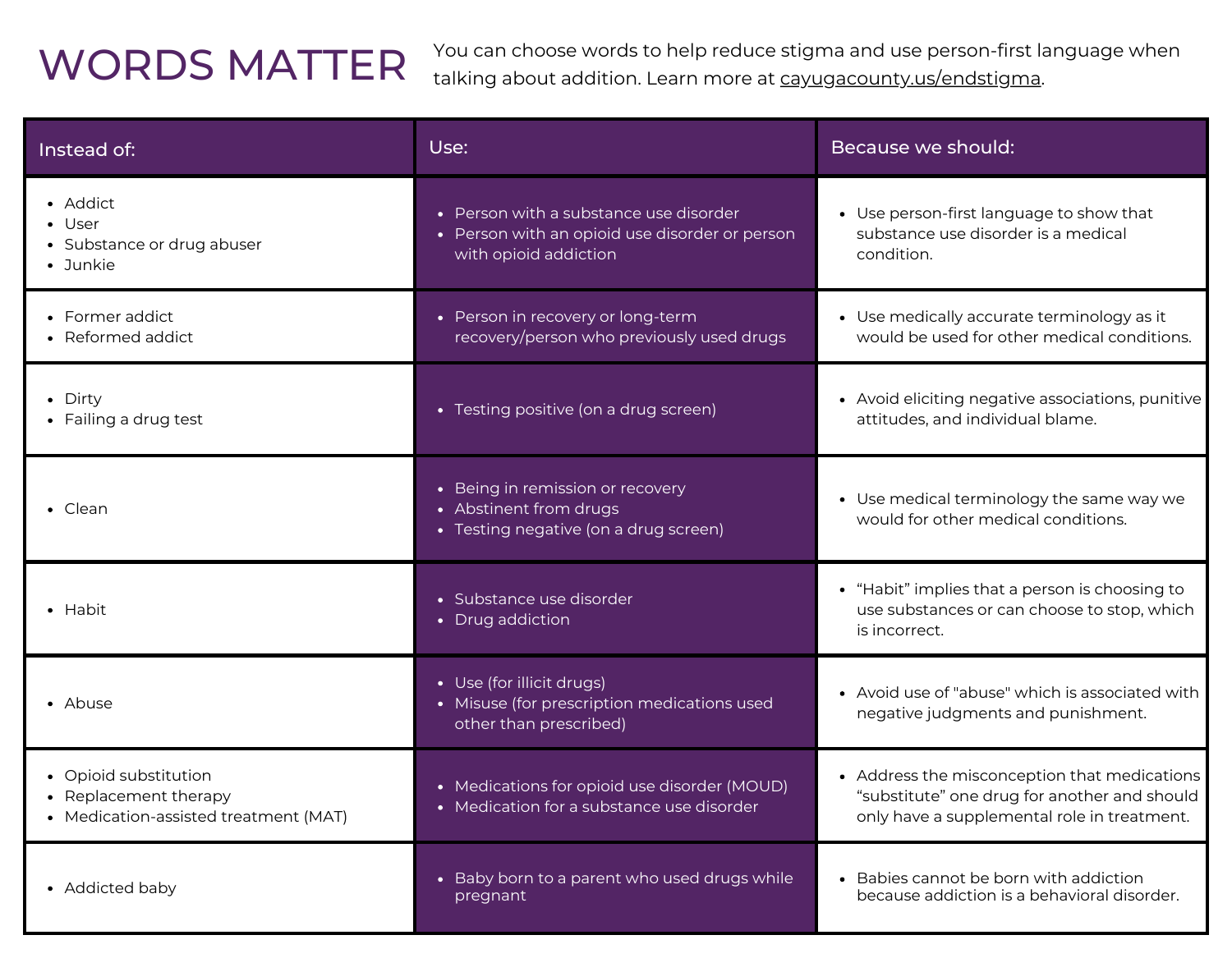# WORDS MATTER

You can choose words to help reduce stigma and use person-first language when talking about addition. Learn more at cayugacounty.us/endstigma.

| Instead of: | Use: | Because we should: |
|---|---|---|
| • Addict<br>• User<br>• Substance or drug abuser<br>• Junkie | • Person with a substance use disorder<br>• Person with an opioid use disorder or person with opioid addiction | • Use person-first language to show that substance use disorder is a medical condition. |
| • Former addict<br>• Reformed addict | • Person in recovery or long-term recovery/person who previously used drugs | • Use medically accurate terminology as it would be used for other medical conditions. |
| • Dirty<br>• Failing a drug test | • Testing positive (on a drug screen) | • Avoid eliciting negative associations, punitive attitudes, and individual blame. |
| • Clean | • Being in remission or recovery<br>• Abstinent from drugs<br>• Testing negative (on a drug screen) | • Use medical terminology the same way we would for other medical conditions. |
| • Habit | • Substance use disorder<br>• Drug addiction | • “Habit” implies that a person is choosing to use substances or can choose to stop, which is incorrect. |
| • Abuse | • Use (for illicit drugs)<br>• Misuse (for prescription medications used other than prescribed) | • Avoid use of "abuse" which is associated with negative judgments and punishment. |
| • Opioid substitution<br>• Replacement therapy<br>• Medication-assisted treatment (MAT) | • Medications for opioid use disorder (MOUD)<br>• Medication for a substance use disorder | • Address the misconception that medications “substitute” one drug for another and should only have a supplemental role in treatment. |
| • Addicted baby | • Baby born to a parent who used drugs while pregnant | • Babies cannot be born with addiction because addiction is a behavioral disorder. |